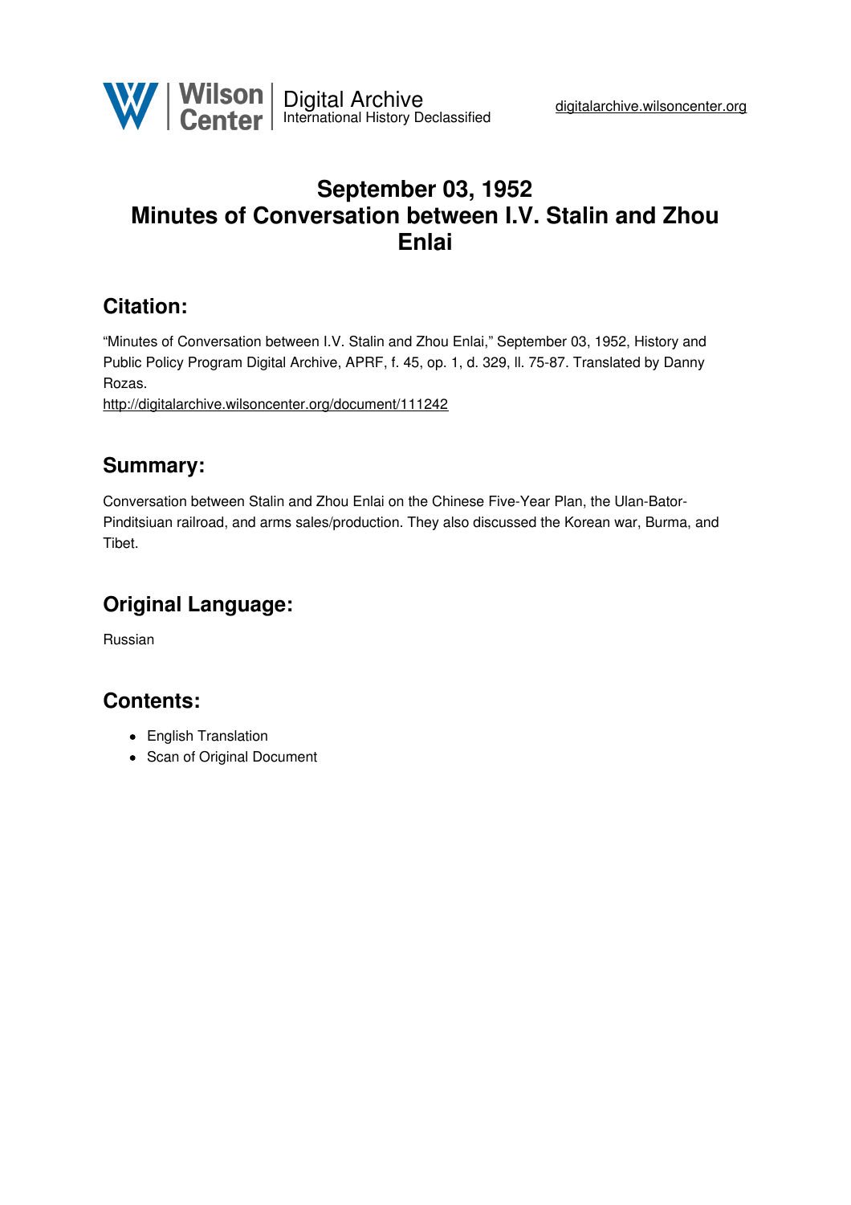# September 03, 1952
# Minutes of Conversation between I.V. Stalin and Zhou Enlai

## Citation:

"Minutes of Conversation between I.V. Stalin and Zhou Enlai," September 03, 1952, History and Public Policy Program Digital Archive, APRF, f. 45, op. 1, d. 329, ll. 75-87. Translated by Danny Rozas.
http://digitalarchive.wilsoncenter.org/document/111242

## Summary:

Conversation between Stalin and Zhou Enlai on the Chinese Five-Year Plan, the Ulan-Bator-Pinditsiuan railroad, and arms sales/production. They also discussed the Korean war, Burma, and Tibet.

## Original Language:

Russian

## Contents:

- English Translation
- Scan of Original Document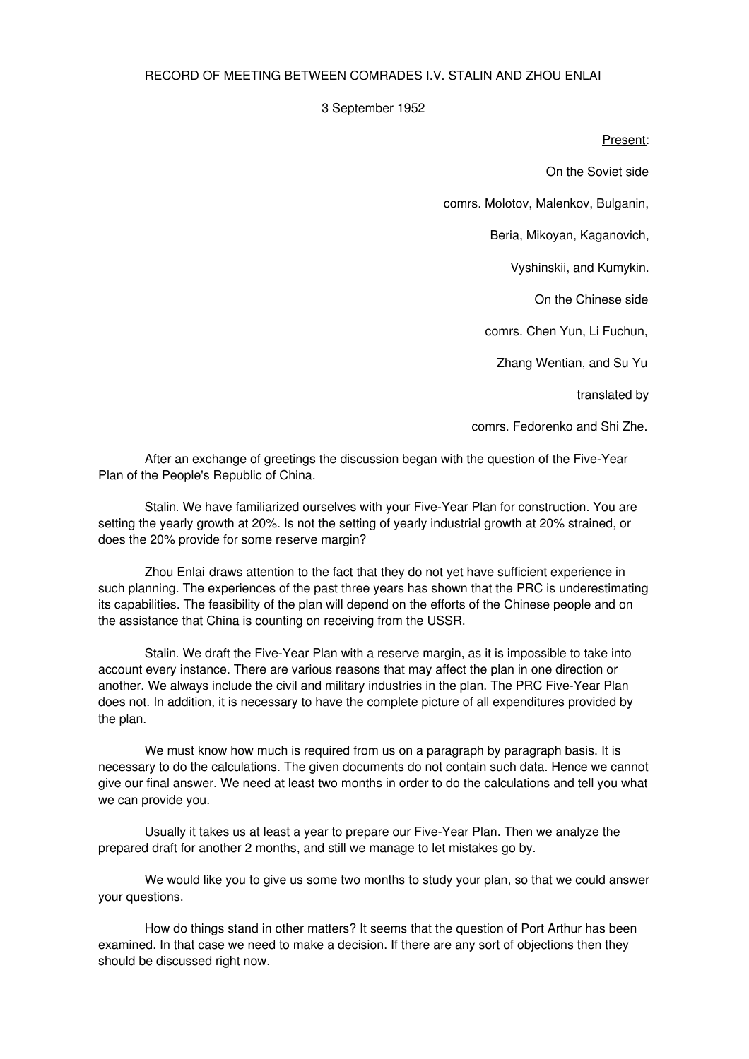RECORD OF MEETING BETWEEN COMRADES I.V. STALIN AND ZHOU ENLAI

3 September 1952

Present:

On the Soviet side

comrs. Molotov, Malenkov, Bulganin,

Beria, Mikoyan, Kaganovich,

Vyshinskii, and Kumykin.

On the Chinese side

comrs. Chen Yun, Li Fuchun,

Zhang Wentian, and Su Yu

translated by

comrs. Fedorenko and Shi Zhe.

After an exchange of greetings the discussion began with the question of the Five-Year Plan of the People's Republic of China.

Stalin. We have familiarized ourselves with your Five-Year Plan for construction. You are setting the yearly growth at 20%. Is not the setting of yearly industrial growth at 20% strained, or does the 20% provide for some reserve margin?

Zhou Enlai draws attention to the fact that they do not yet have sufficient experience in such planning. The experiences of the past three years has shown that the PRC is underestimating its capabilities. The feasibility of the plan will depend on the efforts of the Chinese people and on the assistance that China is counting on receiving from the USSR.

Stalin. We draft the Five-Year Plan with a reserve margin, as it is impossible to take into account every instance. There are various reasons that may affect the plan in one direction or another. We always include the civil and military industries in the plan. The PRC Five-Year Plan does not. In addition, it is necessary to have the complete picture of all expenditures provided by the plan.

We must know how much is required from us on a paragraph by paragraph basis. It is necessary to do the calculations. The given documents do not contain such data. Hence we cannot give our final answer. We need at least two months in order to do the calculations and tell you what we can provide you.

Usually it takes us at least a year to prepare our Five-Year Plan. Then we analyze the prepared draft for another 2 months, and still we manage to let mistakes go by.

We would like you to give us some two months to study your plan, so that we could answer your questions.

How do things stand in other matters? It seems that the question of Port Arthur has been examined. In that case we need to make a decision. If there are any sort of objections then they should be discussed right now.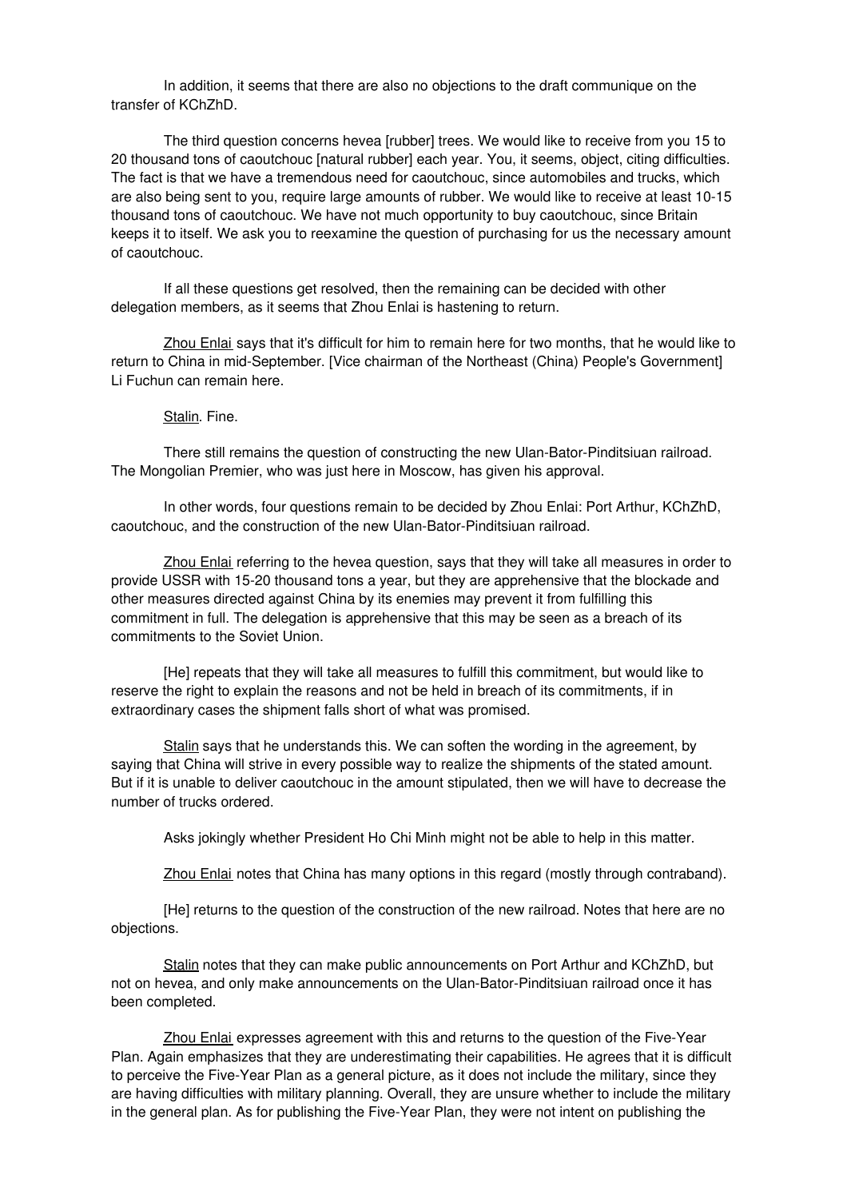In addition, it seems that there are also no objections to the draft communique on the transfer of KChZhD.

The third question concerns hevea [rubber] trees. We would like to receive from you 15 to 20 thousand tons of caoutchouc [natural rubber] each year. You, it seems, object, citing difficulties. The fact is that we have a tremendous need for caoutchouc, since automobiles and trucks, which are also being sent to you, require large amounts of rubber. We would like to receive at least 10-15 thousand tons of caoutchouc. We have not much opportunity to buy caoutchouc, since Britain keeps it to itself. We ask you to reexamine the question of purchasing for us the necessary amount of caoutchouc.

If all these questions get resolved, then the remaining can be decided with other delegation members, as it seems that Zhou Enlai is hastening to return.

Zhou Enlai says that it's difficult for him to remain here for two months, that he would like to return to China in mid-September. [Vice chairman of the Northeast (China) People's Government] Li Fuchun can remain here.

Stalin. Fine.

There still remains the question of constructing the new Ulan-Bator-Pinditsiuan railroad. The Mongolian Premier, who was just here in Moscow, has given his approval.

In other words, four questions remain to be decided by Zhou Enlai: Port Arthur, KChZhD, caoutchouc, and the construction of the new Ulan-Bator-Pinditsiuan railroad.

Zhou Enlai referring to the hevea question, says that they will take all measures in order to provide USSR with 15-20 thousand tons a year, but they are apprehensive that the blockade and other measures directed against China by its enemies may prevent it from fulfilling this commitment in full. The delegation is apprehensive that this may be seen as a breach of its commitments to the Soviet Union.

[He] repeats that they will take all measures to fulfill this commitment, but would like to reserve the right to explain the reasons and not be held in breach of its commitments, if in extraordinary cases the shipment falls short of what was promised.

Stalin says that he understands this. We can soften the wording in the agreement, by saying that China will strive in every possible way to realize the shipments of the stated amount. But if it is unable to deliver caoutchouc in the amount stipulated, then we will have to decrease the number of trucks ordered.

Asks jokingly whether President Ho Chi Minh might not be able to help in this matter.

Zhou Enlai notes that China has many options in this regard (mostly through contraband).

[He] returns to the question of the construction of the new railroad. Notes that here are no objections.

Stalin notes that they can make public announcements on Port Arthur and KChZhD, but not on hevea, and only make announcements on the Ulan-Bator-Pinditsiuan railroad once it has been completed.

Zhou Enlai expresses agreement with this and returns to the question of the Five-Year Plan. Again emphasizes that they are underestimating their capabilities. He agrees that it is difficult to perceive the Five-Year Plan as a general picture, as it does not include the military, since they are having difficulties with military planning. Overall, they are unsure whether to include the military in the general plan. As for publishing the Five-Year Plan, they were not intent on publishing the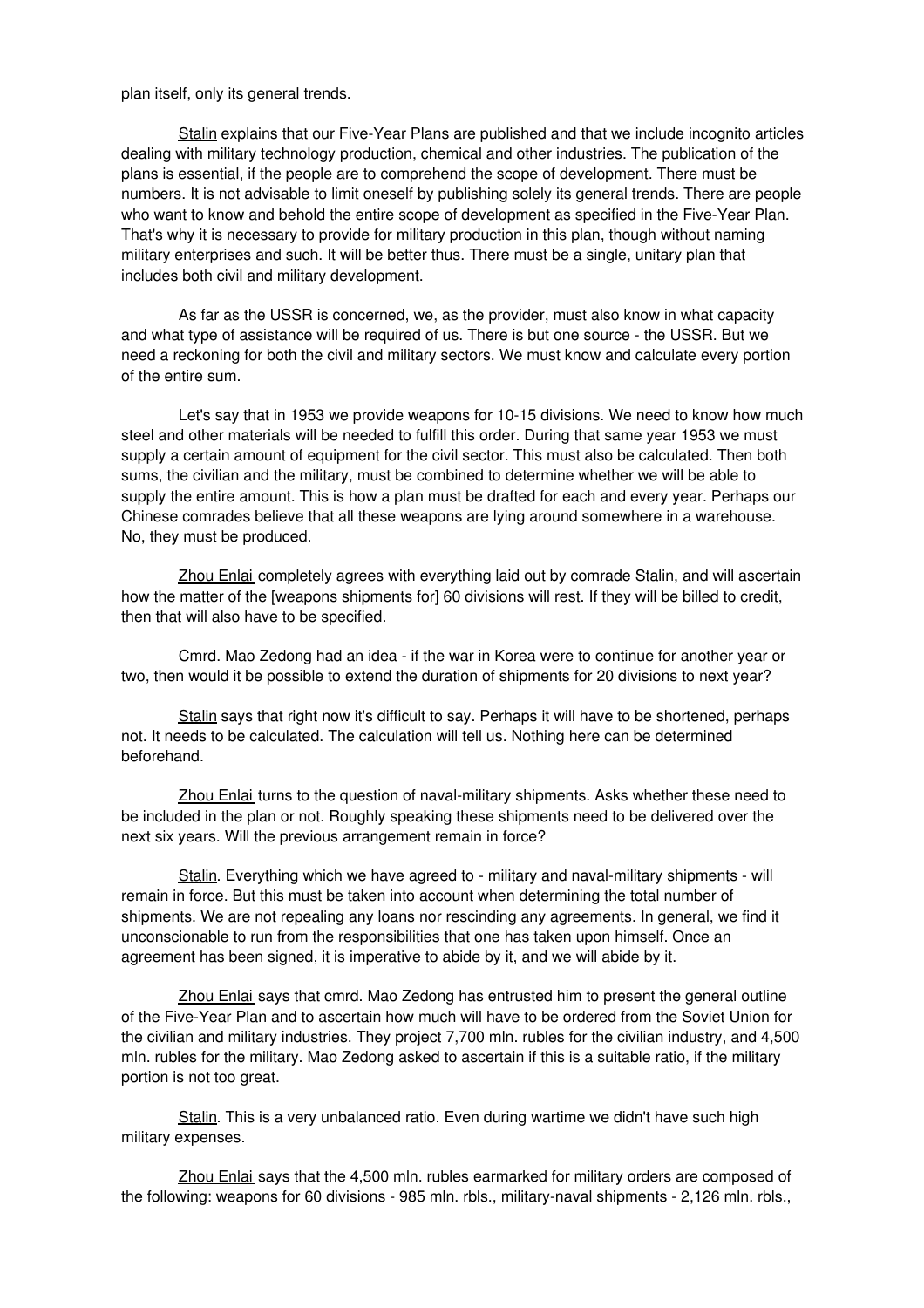plan itself, only its general trends.

Stalin explains that our Five-Year Plans are published and that we include incognito articles dealing with military technology production, chemical and other industries. The publication of the plans is essential, if the people are to comprehend the scope of development. There must be numbers. It is not advisable to limit oneself by publishing solely its general trends. There are people who want to know and behold the entire scope of development as specified in the Five-Year Plan. That's why it is necessary to provide for military production in this plan, though without naming military enterprises and such. It will be better thus. There must be a single, unitary plan that includes both civil and military development.

As far as the USSR is concerned, we, as the provider, must also know in what capacity and what type of assistance will be required of us. There is but one source - the USSR. But we need a reckoning for both the civil and military sectors. We must know and calculate every portion of the entire sum.

Let's say that in 1953 we provide weapons for 10-15 divisions. We need to know how much steel and other materials will be needed to fulfill this order. During that same year 1953 we must supply a certain amount of equipment for the civil sector. This must also be calculated. Then both sums, the civilian and the military, must be combined to determine whether we will be able to supply the entire amount. This is how a plan must be drafted for each and every year. Perhaps our Chinese comrades believe that all these weapons are lying around somewhere in a warehouse. No, they must be produced.

Zhou Enlai completely agrees with everything laid out by comrade Stalin, and will ascertain how the matter of the [weapons shipments for] 60 divisions will rest. If they will be billed to credit, then that will also have to be specified.

Cmrd. Mao Zedong had an idea - if the war in Korea were to continue for another year or two, then would it be possible to extend the duration of shipments for 20 divisions to next year?

Stalin says that right now it's difficult to say. Perhaps it will have to be shortened, perhaps not. It needs to be calculated. The calculation will tell us. Nothing here can be determined beforehand.

Zhou Enlai turns to the question of naval-military shipments. Asks whether these need to be included in the plan or not. Roughly speaking these shipments need to be delivered over the next six years. Will the previous arrangement remain in force?

Stalin. Everything which we have agreed to - military and naval-military shipments - will remain in force. But this must be taken into account when determining the total number of shipments. We are not repealing any loans nor rescinding any agreements. In general, we find it unconscionable to run from the responsibilities that one has taken upon himself. Once an agreement has been signed, it is imperative to abide by it, and we will abide by it.

Zhou Enlai says that cmrd. Mao Zedong has entrusted him to present the general outline of the Five-Year Plan and to ascertain how much will have to be ordered from the Soviet Union for the civilian and military industries. They project 7,700 mln. rubles for the civilian industry, and 4,500 mln. rubles for the military. Mao Zedong asked to ascertain if this is a suitable ratio, if the military portion is not too great.

Stalin. This is a very unbalanced ratio. Even during wartime we didn't have such high military expenses.

Zhou Enlai says that the 4,500 mln. rubles earmarked for military orders are composed of the following: weapons for 60 divisions - 985 mln. rbls., military-naval shipments - 2,126 mln. rbls.,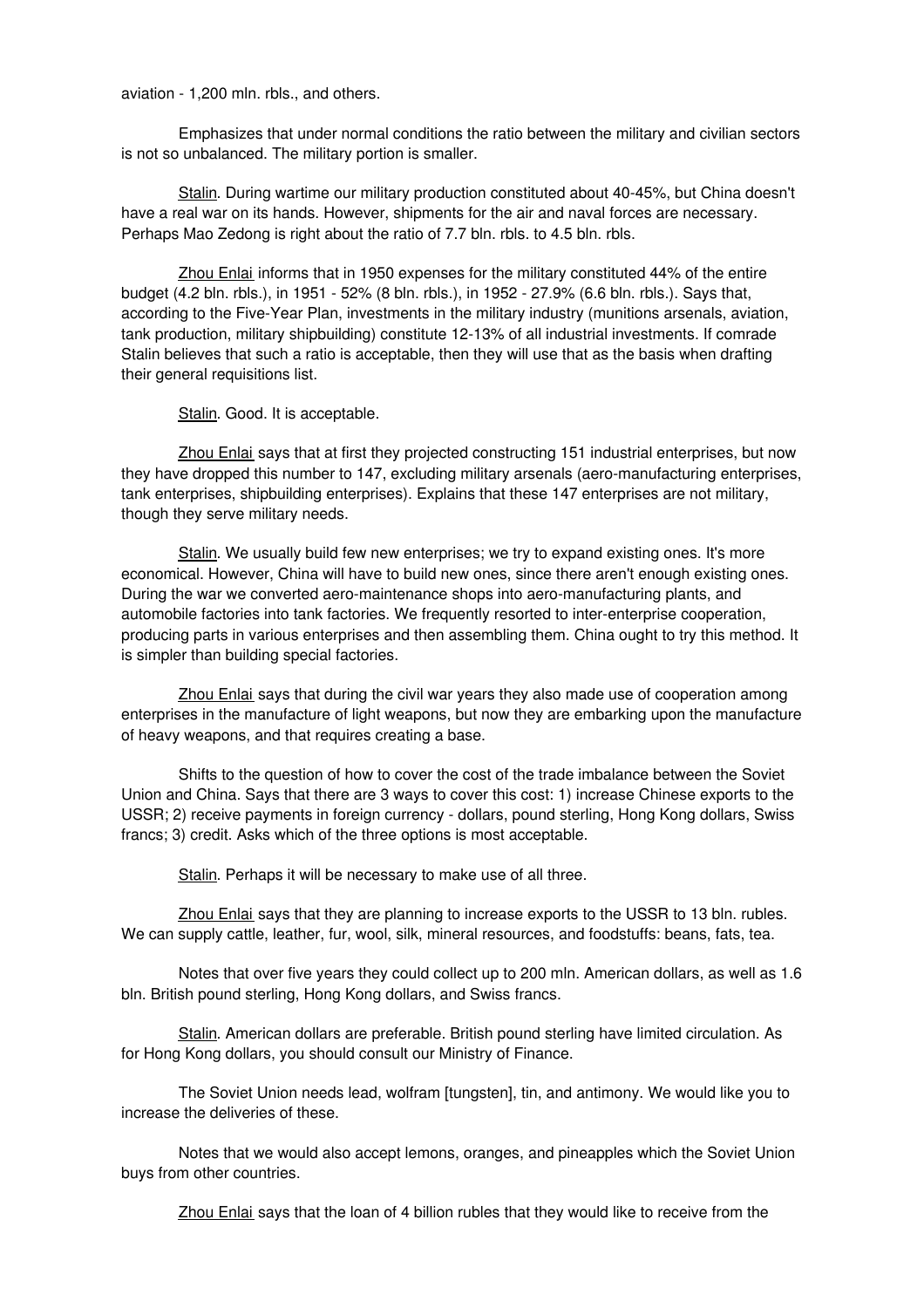aviation - 1,200 mln. rbls., and others.

Emphasizes that under normal conditions the ratio between the military and civilian sectors is not so unbalanced. The military portion is smaller.

Stalin. During wartime our military production constituted about 40-45%, but China doesn't have a real war on its hands. However, shipments for the air and naval forces are necessary. Perhaps Mao Zedong is right about the ratio of 7.7 bln. rbls. to 4.5 bln. rbls.

Zhou Enlai informs that in 1950 expenses for the military constituted 44% of the entire budget (4.2 bln. rbls.), in 1951 - 52% (8 bln. rbls.), in 1952 - 27.9% (6.6 bln. rbls.). Says that, according to the Five-Year Plan, investments in the military industry (munitions arsenals, aviation, tank production, military shipbuilding) constitute 12-13% of all industrial investments. If comrade Stalin believes that such a ratio is acceptable, then they will use that as the basis when drafting their general requisitions list.

Stalin. Good. It is acceptable.

Zhou Enlai says that at first they projected constructing 151 industrial enterprises, but now they have dropped this number to 147, excluding military arsenals (aero-manufacturing enterprises, tank enterprises, shipbuilding enterprises). Explains that these 147 enterprises are not military, though they serve military needs.

Stalin. We usually build few new enterprises; we try to expand existing ones. It's more economical. However, China will have to build new ones, since there aren't enough existing ones. During the war we converted aero-maintenance shops into aero-manufacturing plants, and automobile factories into tank factories. We frequently resorted to inter-enterprise cooperation, producing parts in various enterprises and then assembling them. China ought to try this method. It is simpler than building special factories.

Zhou Enlai says that during the civil war years they also made use of cooperation among enterprises in the manufacture of light weapons, but now they are embarking upon the manufacture of heavy weapons, and that requires creating a base.

Shifts to the question of how to cover the cost of the trade imbalance between the Soviet Union and China. Says that there are 3 ways to cover this cost: 1) increase Chinese exports to the USSR; 2) receive payments in foreign currency - dollars, pound sterling, Hong Kong dollars, Swiss francs; 3) credit. Asks which of the three options is most acceptable.

Stalin. Perhaps it will be necessary to make use of all three.

Zhou Enlai says that they are planning to increase exports to the USSR to 13 bln. rubles. We can supply cattle, leather, fur, wool, silk, mineral resources, and foodstuffs: beans, fats, tea.

Notes that over five years they could collect up to 200 mln. American dollars, as well as 1.6 bln. British pound sterling, Hong Kong dollars, and Swiss francs.

Stalin. American dollars are preferable. British pound sterling have limited circulation. As for Hong Kong dollars, you should consult our Ministry of Finance.

The Soviet Union needs lead, wolfram [tungsten], tin, and antimony. We would like you to increase the deliveries of these.

Notes that we would also accept lemons, oranges, and pineapples which the Soviet Union buys from other countries.

Zhou Enlai says that the loan of 4 billion rubles that they would like to receive from the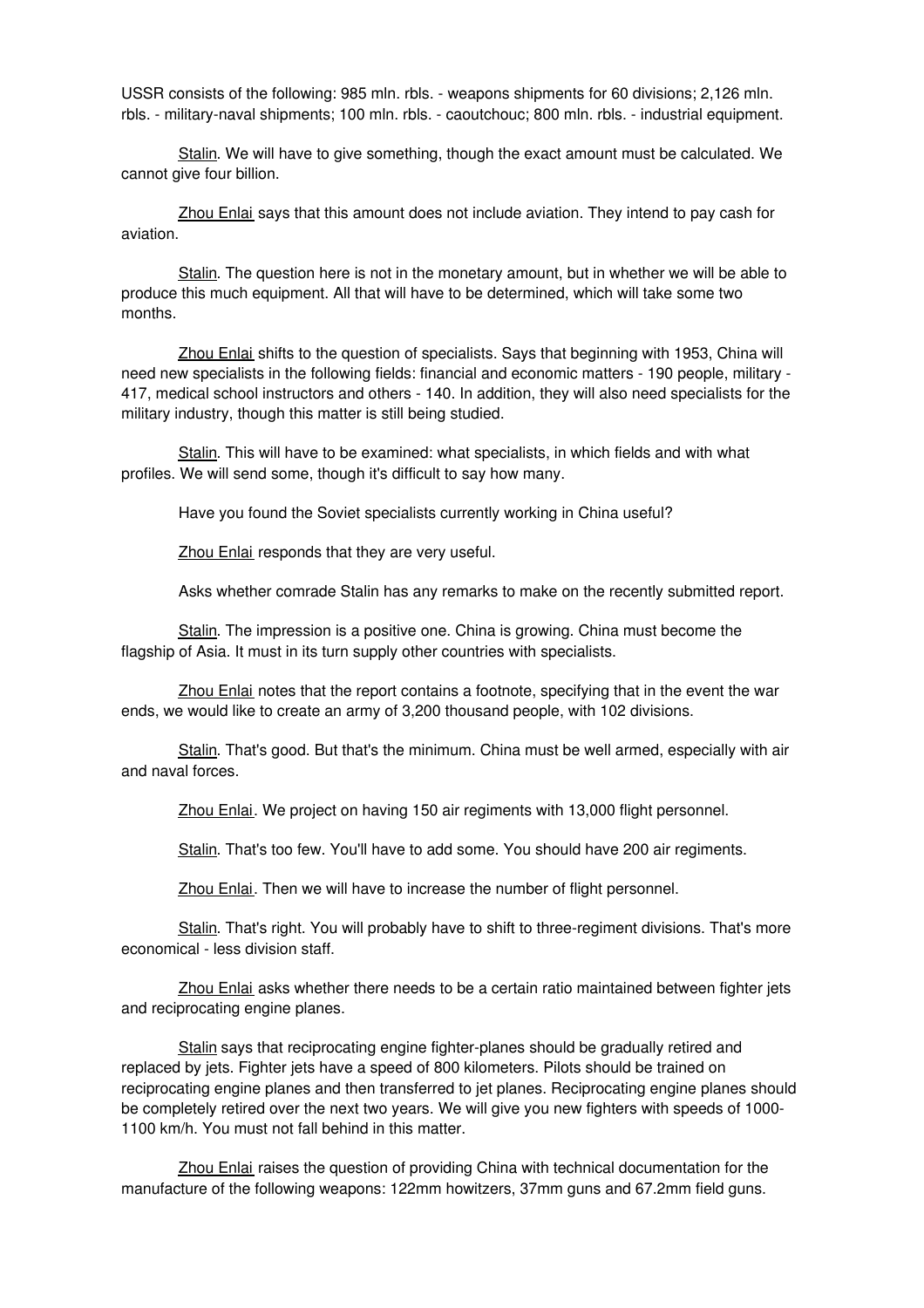USSR consists of the following: 985 mln. rbls. - weapons shipments for 60 divisions; 2,126 mln. rbls. - military-naval shipments; 100 mln. rbls. - caoutchouc; 800 mln. rbls. - industrial equipment.

Stalin. We will have to give something, though the exact amount must be calculated. We cannot give four billion.

Zhou Enlai says that this amount does not include aviation. They intend to pay cash for aviation.

Stalin. The question here is not in the monetary amount, but in whether we will be able to produce this much equipment. All that will have to be determined, which will take some two months.

Zhou Enlai shifts to the question of specialists. Says that beginning with 1953, China will need new specialists in the following fields: financial and economic matters - 190 people, military - 417, medical school instructors and others - 140. In addition, they will also need specialists for the military industry, though this matter is still being studied.

Stalin. This will have to be examined: what specialists, in which fields and with what profiles. We will send some, though it's difficult to say how many.

Have you found the Soviet specialists currently working in China useful?

Zhou Enlai responds that they are very useful.

Asks whether comrade Stalin has any remarks to make on the recently submitted report.

Stalin. The impression is a positive one. China is growing. China must become the flagship of Asia. It must in its turn supply other countries with specialists.

Zhou Enlai notes that the report contains a footnote, specifying that in the event the war ends, we would like to create an army of 3,200 thousand people, with 102 divisions.

Stalin. That's good. But that's the minimum. China must be well armed, especially with air and naval forces.

Zhou Enlai. We project on having 150 air regiments with 13,000 flight personnel.

Stalin. That's too few. You'll have to add some. You should have 200 air regiments.

Zhou Enlai. Then we will have to increase the number of flight personnel.

Stalin. That's right. You will probably have to shift to three-regiment divisions. That's more economical - less division staff.

Zhou Enlai asks whether there needs to be a certain ratio maintained between fighter jets and reciprocating engine planes.

Stalin says that reciprocating engine fighter-planes should be gradually retired and replaced by jets. Fighter jets have a speed of 800 kilometers. Pilots should be trained on reciprocating engine planes and then transferred to jet planes. Reciprocating engine planes should be completely retired over the next two years. We will give you new fighters with speeds of 1000-1100 km/h. You must not fall behind in this matter.

Zhou Enlai raises the question of providing China with technical documentation for the manufacture of the following weapons: 122mm howitzers, 37mm guns and 67.2mm field guns.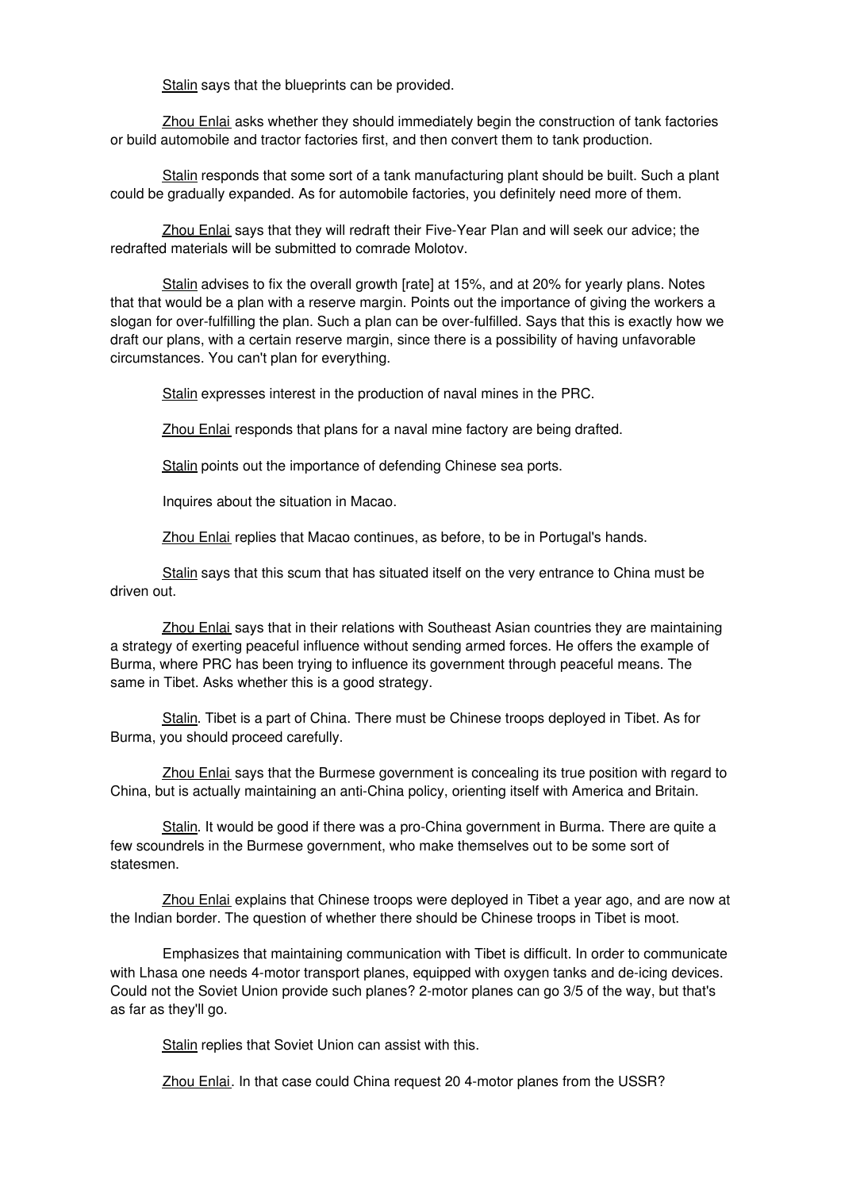Stalin says that the blueprints can be provided.

Zhou Enlai asks whether they should immediately begin the construction of tank factories or build automobile and tractor factories first, and then convert them to tank production.

Stalin responds that some sort of a tank manufacturing plant should be built. Such a plant could be gradually expanded. As for automobile factories, you definitely need more of them.

Zhou Enlai says that they will redraft their Five-Year Plan and will seek our advice; the redrafted materials will be submitted to comrade Molotov.

Stalin advises to fix the overall growth [rate] at 15%, and at 20% for yearly plans. Notes that that would be a plan with a reserve margin. Points out the importance of giving the workers a slogan for over-fulfilling the plan. Such a plan can be over-fulfilled. Says that this is exactly how we draft our plans, with a certain reserve margin, since there is a possibility of having unfavorable circumstances. You can't plan for everything.

Stalin expresses interest in the production of naval mines in the PRC.

Zhou Enlai responds that plans for a naval mine factory are being drafted.

Stalin points out the importance of defending Chinese sea ports.

Inquires about the situation in Macao.

Zhou Enlai replies that Macao continues, as before, to be in Portugal's hands.

Stalin says that this scum that has situated itself on the very entrance to China must be driven out.

Zhou Enlai says that in their relations with Southeast Asian countries they are maintaining a strategy of exerting peaceful influence without sending armed forces. He offers the example of Burma, where PRC has been trying to influence its government through peaceful means. The same in Tibet. Asks whether this is a good strategy.

Stalin. Tibet is a part of China. There must be Chinese troops deployed in Tibet. As for Burma, you should proceed carefully.

Zhou Enlai says that the Burmese government is concealing its true position with regard to China, but is actually maintaining an anti-China policy, orienting itself with America and Britain.

Stalin. It would be good if there was a pro-China government in Burma. There are quite a few scoundrels in the Burmese government, who make themselves out to be some sort of statesmen.

Zhou Enlai explains that Chinese troops were deployed in Tibet a year ago, and are now at the Indian border. The question of whether there should be Chinese troops in Tibet is moot.

Emphasizes that maintaining communication with Tibet is difficult. In order to communicate with Lhasa one needs 4-motor transport planes, equipped with oxygen tanks and de-icing devices. Could not the Soviet Union provide such planes? 2-motor planes can go 3/5 of the way, but that's as far as they'll go.

Stalin replies that Soviet Union can assist with this.

Zhou Enlai. In that case could China request 20 4-motor planes from the USSR?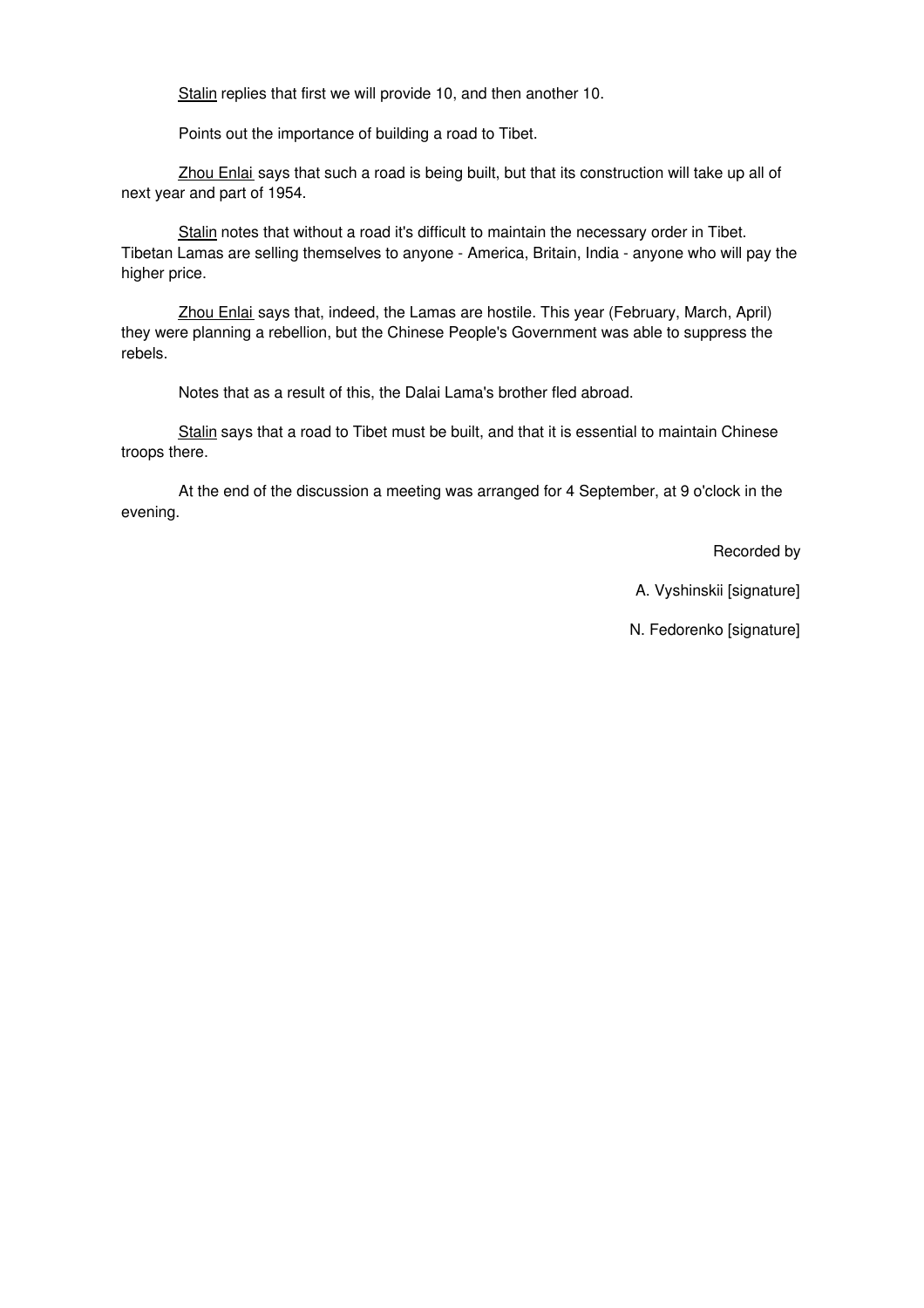Stalin replies that first we will provide 10, and then another 10.

Points out the importance of building a road to Tibet.

Zhou Enlai says that such a road is being built, but that its construction will take up all of next year and part of 1954.

Stalin notes that without a road it's difficult to maintain the necessary order in Tibet. Tibetan Lamas are selling themselves to anyone - America, Britain, India - anyone who will pay the higher price.

Zhou Enlai says that, indeed, the Lamas are hostile. This year (February, March, April) they were planning a rebellion, but the Chinese People's Government was able to suppress the rebels.

Notes that as a result of this, the Dalai Lama's brother fled abroad.

Stalin says that a road to Tibet must be built, and that it is essential to maintain Chinese troops there.

At the end of the discussion a meeting was arranged for 4 September, at 9 o'clock in the evening.

Recorded by

A. Vyshinskii [signature]

N. Fedorenko [signature]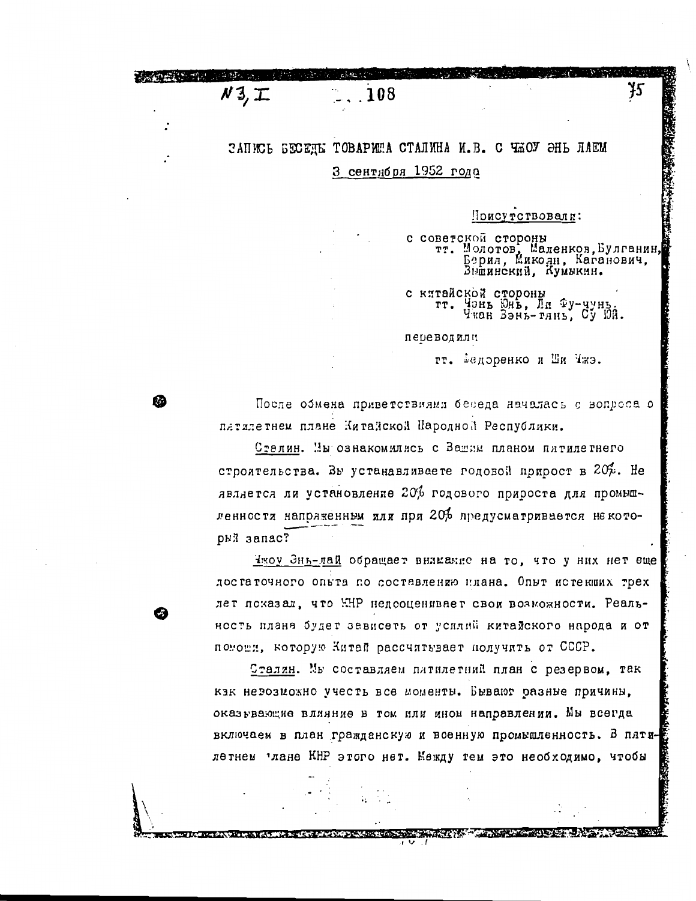N3, I                    108

# ЗАПИСЬ БЕСЕДЫ ТОВАРИЩА СТАЛИНА И.В. С ЧЖОУ ЭНЬ ЛАЕМ

3 сентября 1952 года

Присутствовали:

с советской стороны
тт. Молотов, Маленков, Булганин, Берия, Микоян, Каганович, Вышинский, Кумыкин.

с китайской стороны
тт. Чэнь Юнь, Ли Фу-чунь, Чжан Вэнь-тянь, Су Юй.

переводили

тт. Федоренко и Ши Чжэ.

После обмена приветствиями беседа началась с вопроса о пятилетнем плане Китайской Народной Республики.

Сталин. Мы ознакомились с Вашим планом пятилетнего строительства. Вы устанавливаете годовой прирост в 20%. Не является ли установление 20% годового прироста для промышленности напряженным или при 20% предусматривается некоторый запас?

Чжоу Энь-лай обращает внимание на то, что у них нет еще достаточного опыта по составлению плана. Опыт истекших трех лет показал, что КНР недооценивает свои возможности. Реальность плана будет зависеть от усилий китайского народа и от помощи, которую Китай рассчитывает получить от СССР.

Сталин. Мы составляем пятилетний план с резервом, так как невозможно учесть все моменты. Бывают разные причины, оказывающие влияние в том или ином направлении. Мы всегда включаем в план гражданскую и военную промышленность. В пятилетнем плане КНР этого нет. Между тем это необходимо, чтобы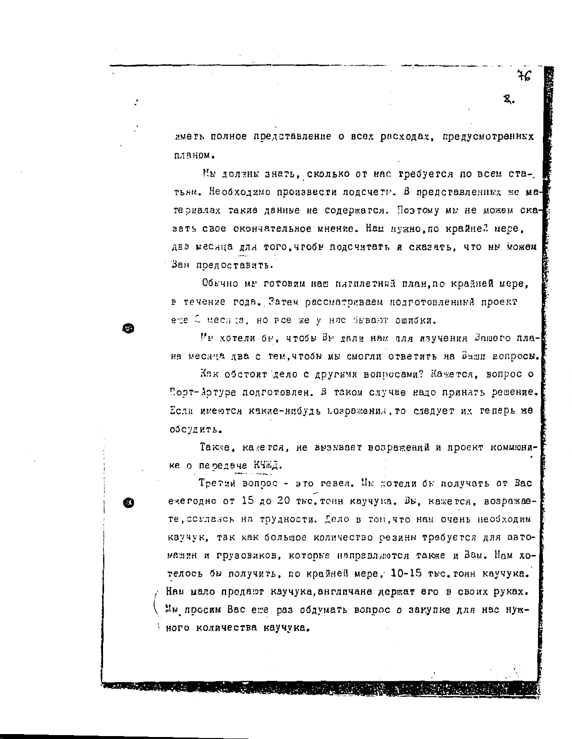иметь полное представление о всех расходах, предусмотренных планом.

Мы должны знать, сколько от нас требуется по всем статьям. Необходимо произвести подсчеты. В представленных же материалах такие данные не содержатся. Поэтому мы не можем сказать свое окончательное мнение. Нам нужно, по крайней мере, два месяца для того, чтобы подсчитать и сказать, что мы можем Вам предоставить.

Обычно мы готовим наш пятилетний план, по крайней мере, в течение года. Затем рассматриваем подготовленный проект еще 2 месяца, но все же у нас бывают ошибки.

Мы хотели бы, чтобы Вы дали нам для изучения Вашего плана месяца два с тем, чтобы мы смогли ответить на Ваши вопросы.

Как обстоит дело с другими вопросами? Кажется, вопрос о Порт-Артуре подготовлен. В таком случае надо принять решение. Если имеются какие-нибудь возражения, то следует их теперь же обсудить.

Также, кажется, не вызывает возражений и проект коммюнике о передаче КЧЖД.

Третий вопрос - это гевея. Мы хотели бы получать от Вас ежегодно от 15 до 20 тыс. тонн каучука. Вы, кажется, возражаете, ссылаясь на трудности. Дело в том, что нам очень необходим каучук, так как большое количество резины требуется для автомашин и грузовиков, которые направляются также и Вам. Нам хотелось бы получить, по крайней мере, 10-15 тыс. тонн каучука. Нам мало продают каучука, англичане держат его в своих руках. Мы просим Вас еще раз обдумать вопрос о закупке для нас нужного количества каучука.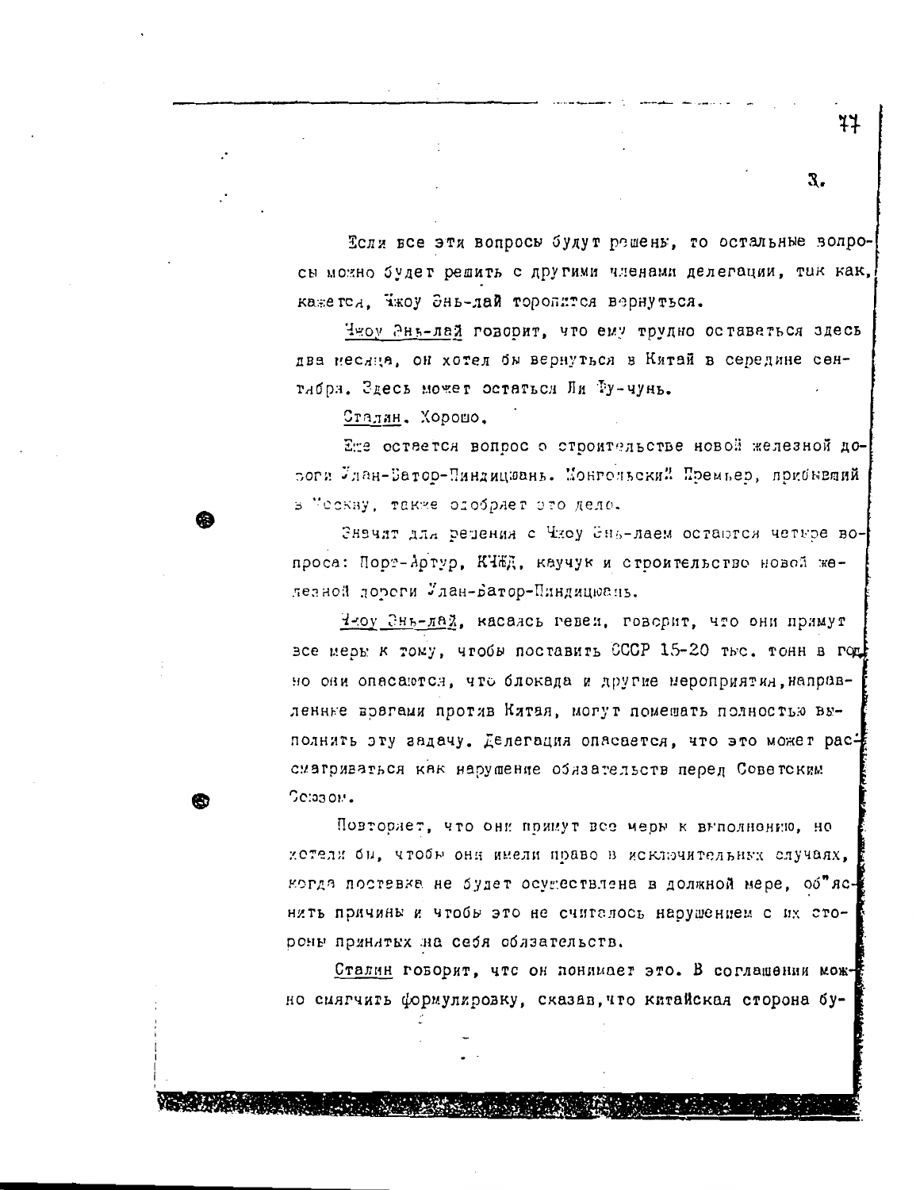Если все эти вопросы будут решены, то остальные вопросы можно будет решить с другими членами делегации, так как, кажется, Чжоу Энь-лай торопится вернуться.

Чжоу Энь-лай говорит, что ему трудно оставаться здесь два месяца, он хотел бы вернуться в Китай в середине сентября. Здесь может остаться Ли Фу-чунь.

Сталин. Хорошо.

Еще остается вопрос о строительстве новой железной дороги Улан-Батор-Пиндицюань. Монгольский Премьер, прибывший в Москву, также одобряет это дело.

Значит для решения с Чжоу Энь-лаем остаются четыре вопроса: Порт-Артур, КЧЖД, каучук и строительство новой железной дороги Улан-Батор-Пиндицюань.

Чжоу Энь-лай, касаясь гевеи, говорит, что они примут все меры к тому, чтобы поставить СССР 15-20 тыс. тонн в год, но они опасаются, что блокада и другие мероприятия, направленные врагами против Китая, могут помешать полностью выполнить эту задачу. Делегация опасается, что это может рассматриваться как нарушение обязательств перед Советским Союзом.

Повторяет, что они примут все меры к выполнению, но хотели бы, чтобы они имели право в исключительных случаях, когда поставка не будет осуществлена в должной мере, об"яснить причины и чтобы это не считалось нарушением с их стороны принятых на себя обязательств.

Сталин говорит, что он понимает это. В соглашении можно смягчить формулировку, сказав, что китайская сторона бу-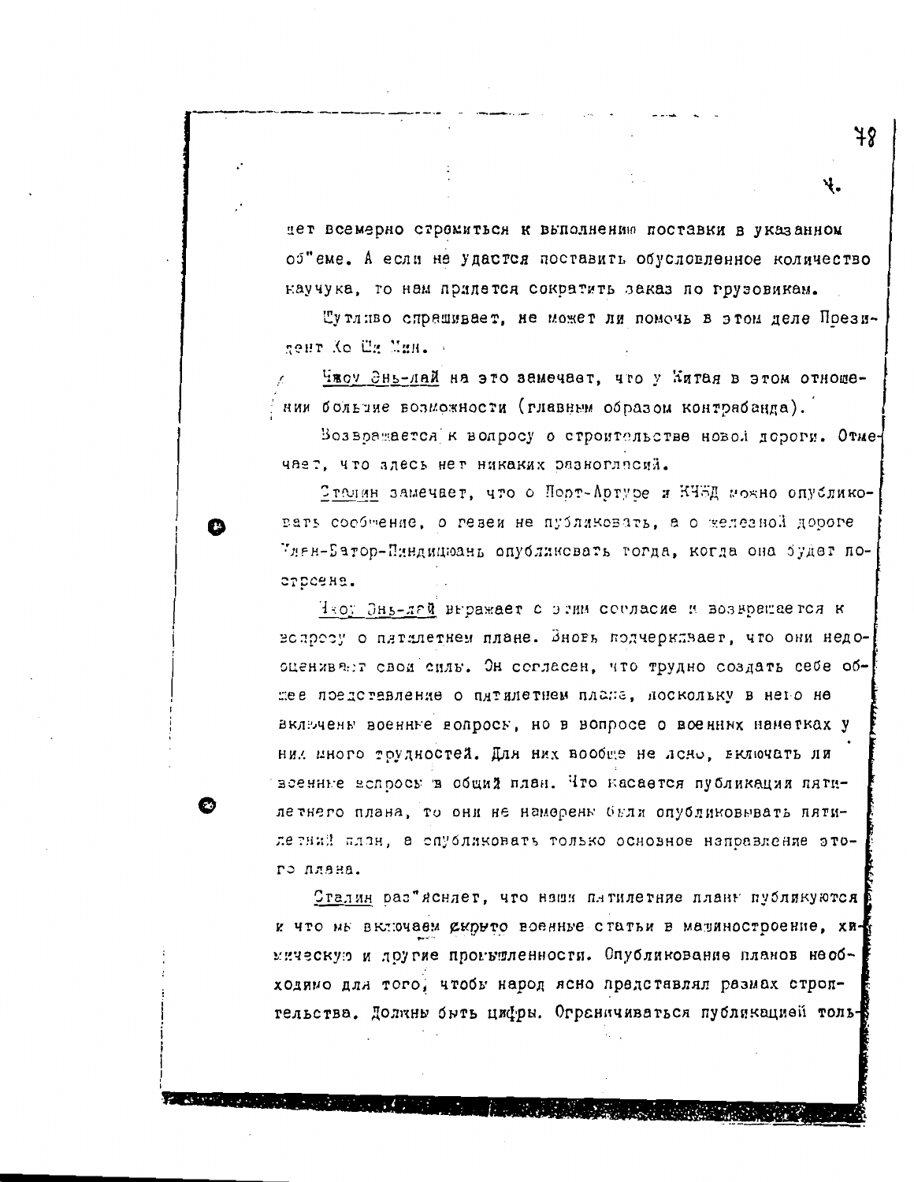дет всемерно стремиться к выполнению поставки в указанном об"еме. А если не удастся поставить обусловленное количество каучука, то нам придется сократить заказ по грузовикам.

Шутливо спрашивает, не может ли помочь в этом деле Президент Хо Ши Мин.

Чжоу Энь-лай на это замечает, что у Китая в этом отношении большие возможности (главным образом контрабанда).

Возвращается к вопросу о строительстве новой дороги. Отмечает, что здесь нет никаких разногласий.

Сталин замечает, что о Порт-Артуре и КЧЖД можно опубликовать сообщение, о гевеи не публиковать, а о железной дороге Улан-Батор-Пиндицюань опубликовать тогда, когда она будет построена.

Чжоу Энь-лай выражает с этим согласие и возвращается к вопросу о пятилетнем плане. Вновь подчеркивает, что они недооценивают свои силы. Он согласен, что трудно создать себе общее представление о пятилетнем плане, поскольку в него не включены военные вопросы, но в вопросе о военных наметках у них много трудностей. Для них вообще не ясно, включать ли военные вопросы в общий план. Что касается публикации пятилетнего плана, то они не намерены были опубликовывать пятилетний план, а опубликовать только основное направление этого плана.

Сталин раз"ясняет, что наши пятилетние планы публикуются и что мы включаем скрыто военные статьи в машиностроение, химическую и другие промышленности. Опубликование планов необходимо для того, чтобы народ ясно представлял размах строительства. Должны быть цифры. Ограничиваться публикацией толь-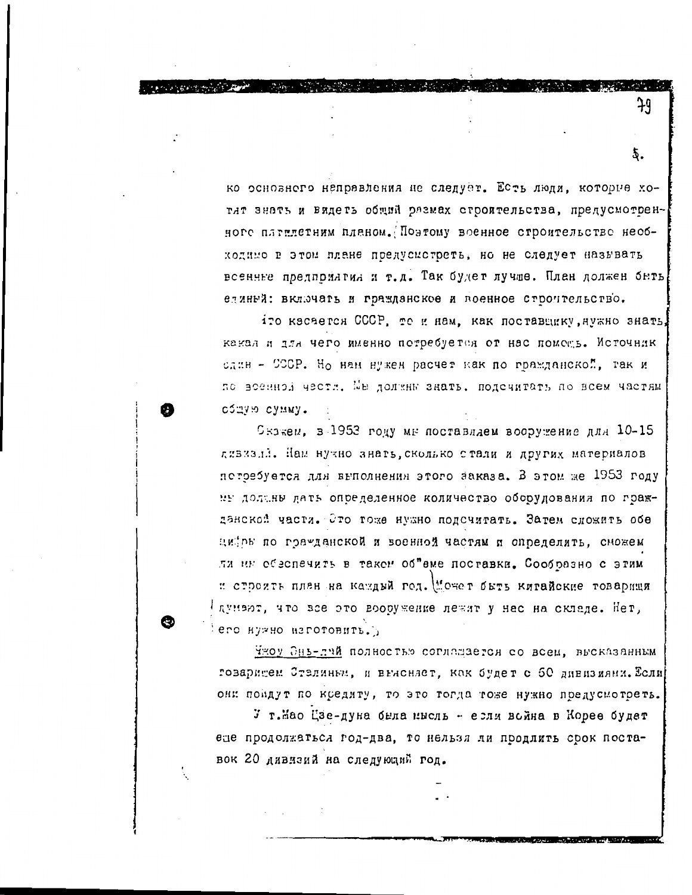ко основного направления не следует. Есть люди, которые хотят знать и видеть общий размах строительства, предусмотренного пятилетним планом. Поэтому военное строительство необходимо в этом плане предусмотреть, но не следует называть военные предприятия и т.д. Так будет лучше. План должен быть единый: включать и гражданское и военное строительство.

Что касается СССР, то и нам, как поставщику, нужно знать, какая и для чего именно потребуется от нас помощь. Источник один - СССР. Но нам нужен расчет как по гражданской, так и по военной части. Мы должны знать, подсчитать по всем частям общую сумму.

Скажем, в 1953 году мы поставляем вооружение для 10-15 дивизий. Нам нужно знать, сколько стали и других материалов потребуется для выполнения этого заказа. В этом же 1953 году мы должны дать определенное количество оборудования по гражданской части. Это тоже нужно подсчитать. Затем сложить обе цифры по гражданской и военной частям и определить, сможем ли мы обеспечить в таком об"еме поставки. Сообразно с этим и строить план на каждый год. Может быть китайские товарищи думают, что все это вооружение лежит у нас на складе. Нет, его нужно изготовить.

Чжоу Энь-лай полностью соглашается со всем, высказанным товарищем Сталиным, и выясняет, как будет с 60 дивизиями. Если они пойдут по кредиту, то это тогда тоже нужно предусмотреть.

У т.Мао Цзе-дуна была мысль - если война в Корее будет еще продолжаться год-два, то нельзя ли продлить срок поставок 20 дивизий на следующий год.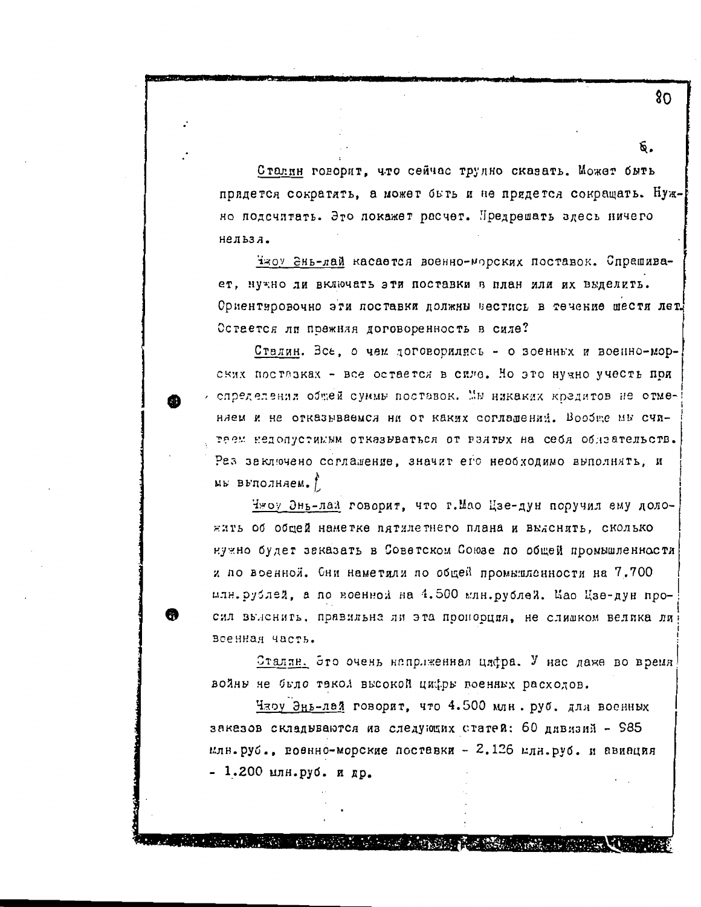Сталин говорит, что сейчас трудно сказать. Может быть придется сократить, а может быть и не придется сокращать. Нужно подсчитать. Это покажет расчет. Предрешать здесь ничего нельзя.

Чжоу Энь-лай касается военно-морских поставок. Спрашивает, нужно ли включать эти поставки в план или их выделить. Ориентировочно эти поставки должны вестись в течение шести лет. Остается ли прежняя договоренность в силе?

Сталин. Все, о чем договорились - о военных и военно-морских поставках - все остается в силе. Но это нужно учесть при определения общей суммы поставок. Мы никаких кредитов не отменяем и не отказываемся ни от каких соглашений. Вообще мы считаем недопустимым отказываться от взятых на себя обязательств. Раз заключено соглашение, значит его необходимо выполнять, и мы выполняем.

Чжоу Энь-лай говорит, что г.Мао Цзе-дун поручил ему доложить об общей наметке пятилетнего плана и выяснить, сколько нужно будет заказать в Советском Союзе по общей промышленности и по военной. Они наметили по общей промышленности на 7.700 млн.рублей, а по военной на 4.500 млн.рублей. Мао Цзе-дун просил выяснить, правильна ли эта пропорция, не слишком велика ли военная часть.

Сталин. Это очень напряженная цифра. У нас даже во время войны не было такой высокой цифры военных расходов.

Чжоу Энь-лай говорит, что 4.500 млн . руб. для военных заказов складываются из следующих статей: 60 дивизий - 985 млн.руб., военно-морские поставки - 2.126 млн.руб. и авиация - 1.200 млн.руб. и др.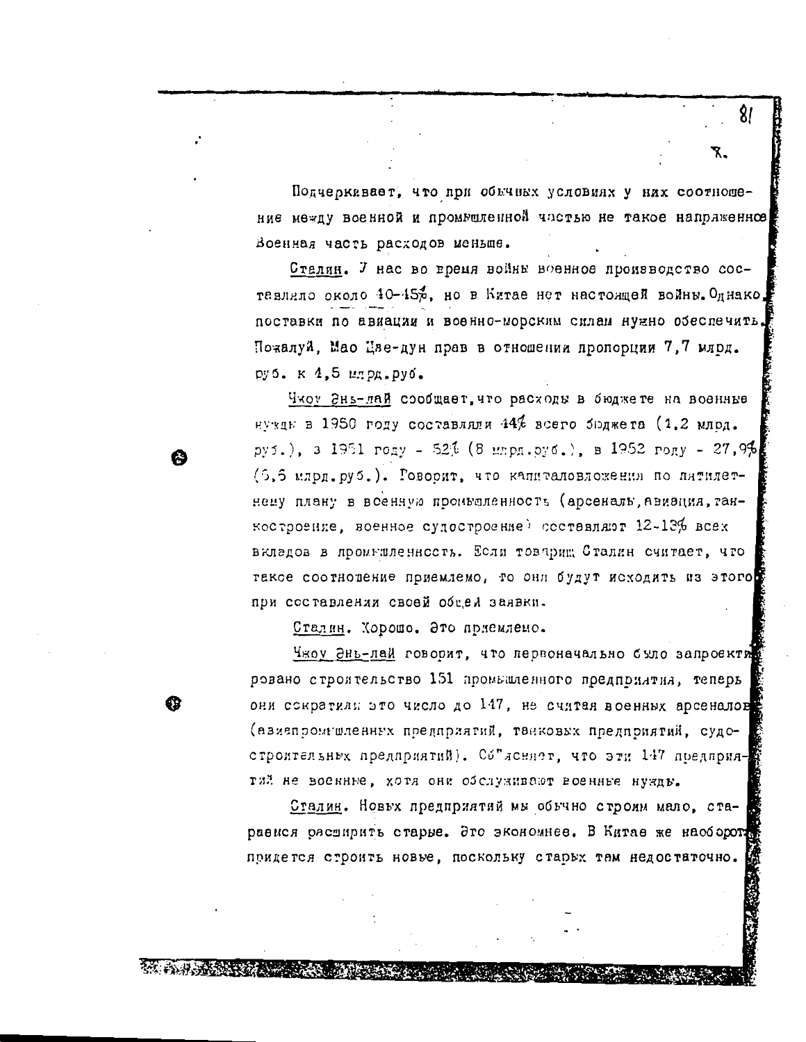Подчеркивает, что при обычных условиях у них соотношение между военной и промышленной частью не такое напряженное. Военная часть расходов меньше.

Сталин. У нас во время войны военное производство составляло около 40-45%, но в Китае нет настоящей войны. Однако поставки по авиации и военно-морским силам нужно обеспечить. Пожалуй, Мао Цзе-дун прав в отношении пропорции 7,7 млрд. руб. к 4,5 млрд.руб.

Чжоу Энь-лай сообщает, что расходы в бюджете на военные нужды в 1950 году составляли 44% всего бюджета (1,2 млрд. руб.), в 1951 году - 52% (8 млрд.руб.), в 1952 году - 27,9% (5,5 млрд.руб.). Говорит, что капиталовложения по пятилетнему плану в военную промышленность (арсеналы, авиация, танкостроение, военное судостроение) составляют 12-13% всех вкладов в промышленность. Если товарищ Сталин считает, что такое соотношение приемлемо, то они будут исходить из этого при составлении своей общей заявки.

Сталин. Хорошо. Это приемлемо.

Чжоу Энь-лай говорит, что первоначально было запроектировано строительство 151 промышленного предприятия, теперь они сократили это число до 147, не считая военных арсеналов (авиапромышленных предприятий, танковых предприятий, судостроительных предприятий). Объясняет, что эти 147 предприятий не военные, хотя они обслуживают военные нужды.

Сталин. Новых предприятий мы обычно строим мало, стараемся расширить старые. Это экономнее. В Китае же наоборот придется строить новые, поскольку старых там недостаточно.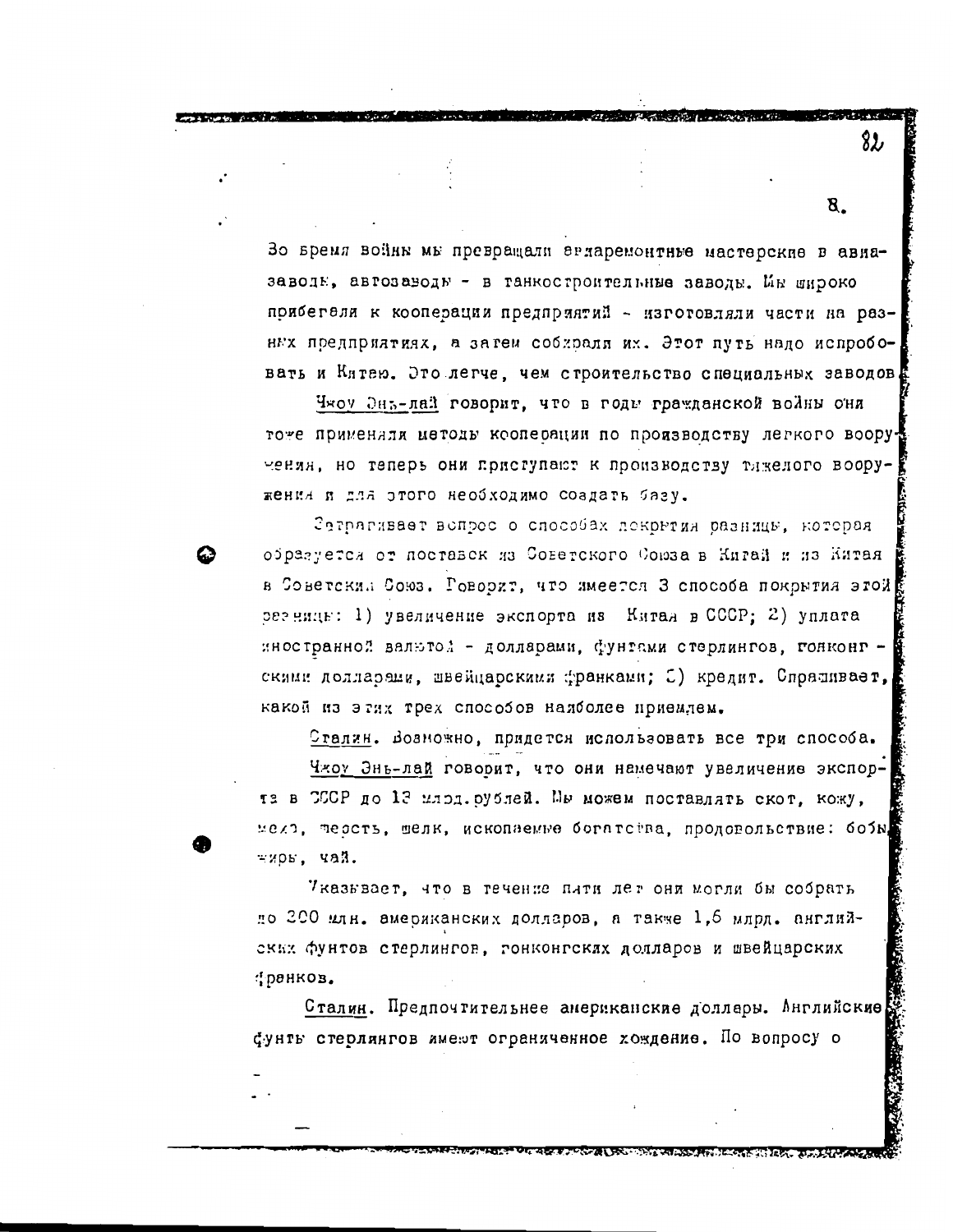Во время войны мы превращали авиаремонтные мастерские в авиазаводы, автозаводы - в танкостроительные заводы. Мы широко прибегали к кооперации предприятий - изготовляли части на разных предприятиях, а затем собирали их. Этот путь надо испробовать и Китаю. Это легче, чем строительство специальных заводов.

Чжоу Энь-лай говорит, что в годы гражданской войны они тоже применяли методы кооперации по производству легкого вооружения, но теперь они приступают к производству тяжелого вооружения и для этого необходимо создать базу.

Затрагивает вопрос о способах покрытия разницы, которая образуется от поставок из Советского Союза в Китай и из Китая в Советский Союз. Говорит, что имеется 3 способа покрытия этой разницы: 1) увеличение экспорта из Китая в СССР; 2) уплата иностранной валютой - долларами, фунтами стерлингов, гонконгскими долларами, швейцарскими франками; 3) кредит. Спрашивает, какой из этих трех способов наиболее приемлем.

Сталин. Возможно, придется использовать все три способа.

Чжоу Энь-лай говорит, что они намечают увеличение экспорта в СССР до 13 млрд.рублей. Мы можем поставлять скот, кожу, мехо, шерсть, шелк, ископаемые богатства, продовольствие: бобы, жиры, чай.

Указывает, что в течение пяти лет они могли бы собрать до 200 млн. американских долларов, а также 1,6 млрд. английских фунтов стерлингов, гонконгских долларов и швейцарских франков.

Сталин. Предпочтительнее американские доллары. Английские фунты стерлингов имеют ограниченное хождение. По вопросу о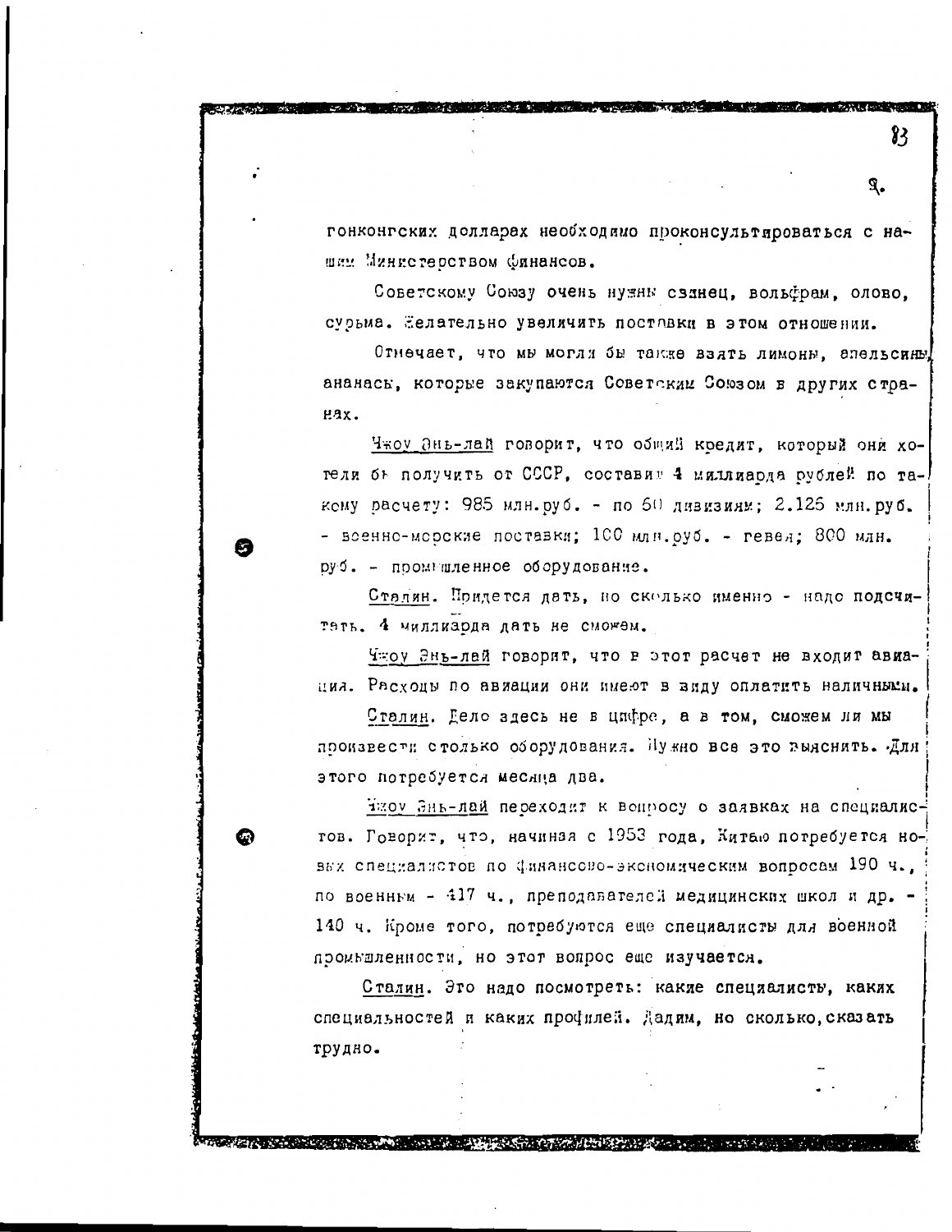гонконгских долларах необходимо проконсультироваться с нашим Министерством финансов.

Советскому Союзу очень нужны свинец, вольфрам, олово, сурьма. Желательно увеличить поставки в этом отношении.

Отмечает, что мы могли бы также взять лимоны, апельсины, ананасы, которые закупаются Советским Союзом в других странах.

<u>Чжоу Энь-лай</u> говорит, что общий кредит, который они хотели бы получить от СССР, составит 4 миллиарда рублей по такому расчету: 985 млн.руб. - по 60 дивизиям; 2.125 млн.руб. - военно-морские поставки; 100 млн.руб. - гевея; 800 млн. руб. - промышленное оборудование.

<u>Сталин</u>. Придется дать, но сколько именно - надо подсчитать. 4 миллиарда дать не сможем.

<u>Чжоу Энь-лай</u> говорит, что в этот расчет не входит авиация. Расходы по авиации они имеют в виду оплатить наличными.

<u>Сталин</u>. Дело здесь не в цифре, а в том, сможем ли мы произвести столько оборудования. Нужно все это выяснить. Для этого потребуется месяца два.

<u>Чжоу Энь-лай</u> переходит к вопросу о заявках на специалистов. Говорит, что, начиная с 1953 года, Китаю потребуется новых специалистов по финансово-экономическим вопросам 190 ч., по военным - 417 ч., преподавателей медицинских школ и др. - 140 ч. Кроме того, потребуются еще специалисты для военной промышленности, но этот вопрос еще изучается.

<u>Сталин</u>. Это надо посмотреть: какие специалисты, каких специальностей и каких профилей. Дадим, но сколько, сказать трудно.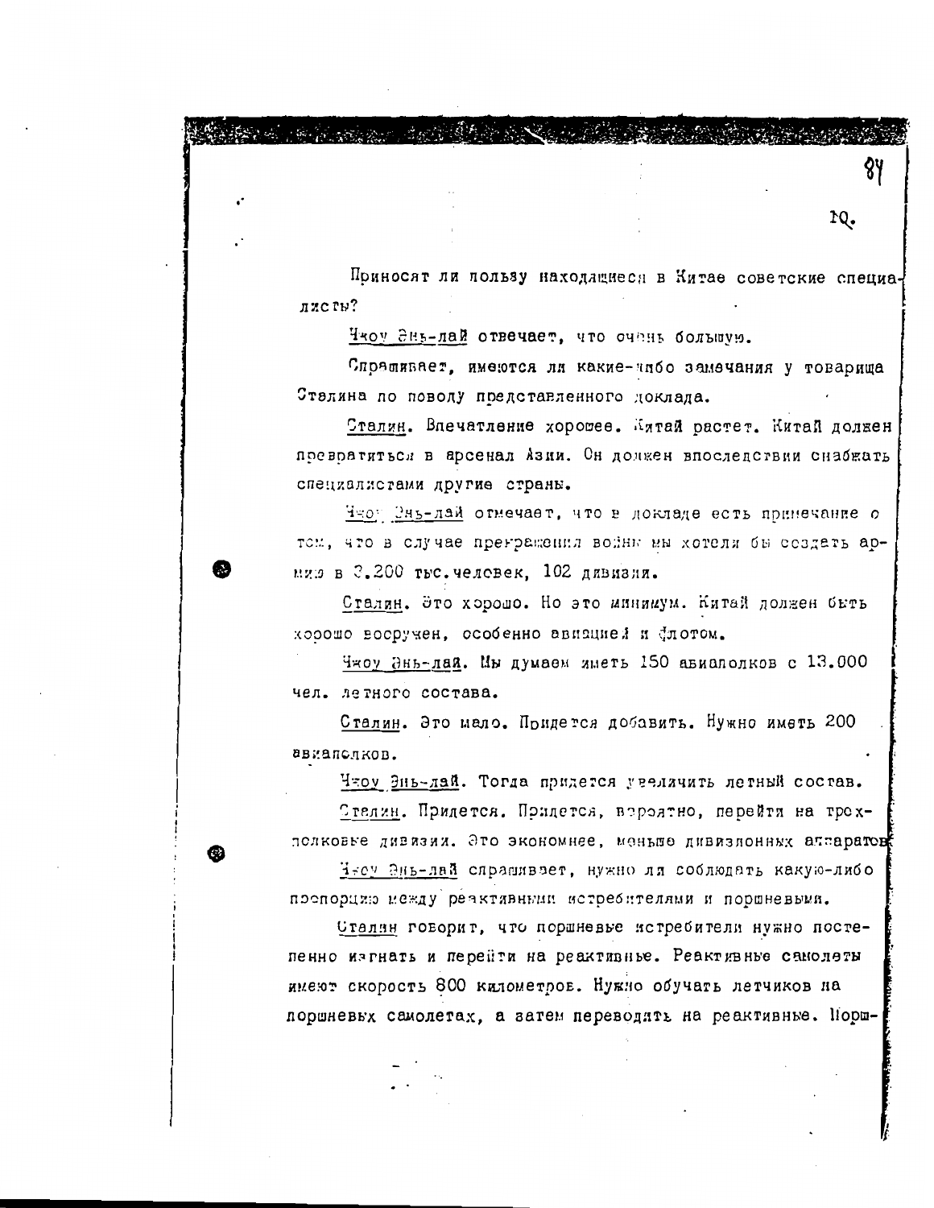Приносят ли пользу находящиеся в Китае советские специалисты?

Чжоу Энь-лай отвечает, что очень большую.

Спрашивает, имеются ли какие-либо замечания у товарища Сталина по поводу представленного доклада.

Сталин. Впечатление хорошее. Китай растет. Китай должен превратиться в арсенал Азии. Он должен впоследствии снабжать специалистами другие страны.

Чжоу Энь-лай отмечает, что в докладе есть примечание о том, что в случае прекращения войны мы хотели бы создать армию в 3.200 тыс. человек, 102 дивизии.

Сталин. Это хорошо. Но это минимум. Китай должен быть хорошо вооружен, особенно авиацией и флотом.

Чжоу Энь-лай. Мы думаем иметь 150 авиаполков с 13.000 чел. летного состава.

Сталин. Это мало. Придется добавить. Нужно иметь 200 авиаполков.

Чжоу Энь-лай. Тогда придется увеличить летный состав.

Сталин. Придется. Придется, вероятно, перейти на трехполковые дивизии. Это экономнее, меньше дивизионных аппаратов.

Чжоу Энь-лай спрашивает, нужно ли соблюдать какую-либо пропорцию между реактивными истребителями и поршневыми.

Сталин говорит, что поршневые истребители нужно постепенно изгнать и перейти на реактивные. Реактивные самолеты имеют скорость 800 километров. Нужно обучать летчиков на поршневых самолетах, а затем переводить на реактивные. Порш-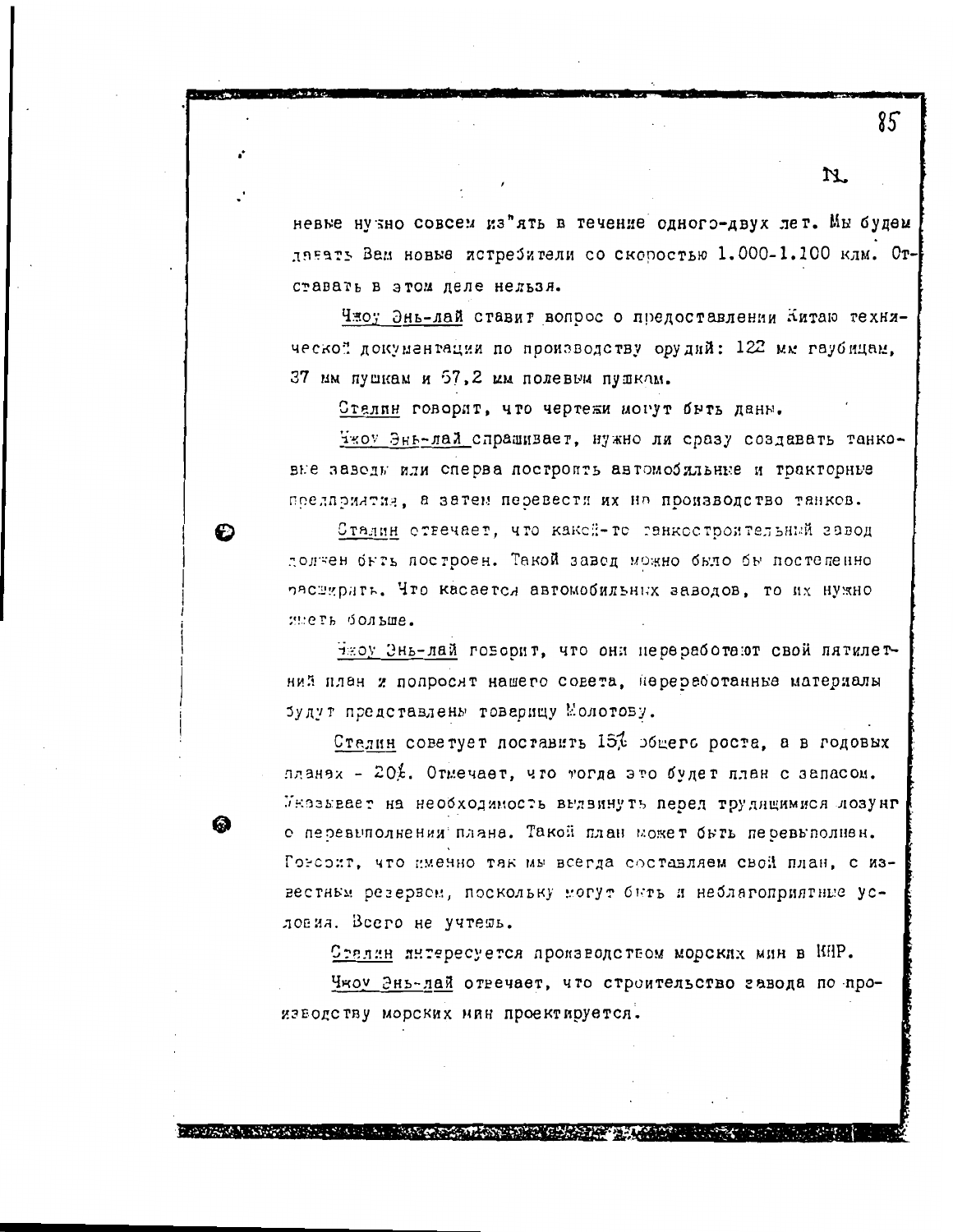невые нужно совсем изъять в течение одного-двух лет. Мы будем давать Вам новые истребители со скоростью 1.000-1.100 клм. Отставать в этом деле нельзя.

Чжоу Энь-лай ставит вопрос о предоставлении Китаю технической документации по производству орудий: 122 мм гаубицам, 37 мм пушкам и 57,2 мм полевым пушкам.

Сталин говорит, что чертежи могут быть даны.

Чжоу Энь-лай спрашивает, нужно ли сразу создавать танковые заводы или сперва построить автомобильные и тракторные предприятия, а затем перевести их на производство танков.

Сталин отвечает, что какой-то танкостроительный завод должен быть построен. Такой завод можно было бы постепенно расширять. Что касается автомобильных заводов, то их нужно иметь больше.

Чжоу Энь-лай говорит, что они переработают свой пятилетний план и попросят нашего совета, переработанные материалы будут представлены товарищу Молотову.

Сталин советует поставить 15% общего роста, а в годовых планах - 20%. Отмечает, что тогда это будет план с запасом. Указывает на необходимость выдвинуть перед трудящимися лозунг о перевыполнении плана. Такой план может быть перевыполнен. Говорит, что именно так мы всегда составляем свой план, с известным резервом, поскольку могут быть и неблагоприятные условия. Всего не учтешь.

Сталин интересуется производством морских мин в КНР.

Чжоу Энь-лай отвечает, что строительство завода по производству морских мин проектируется.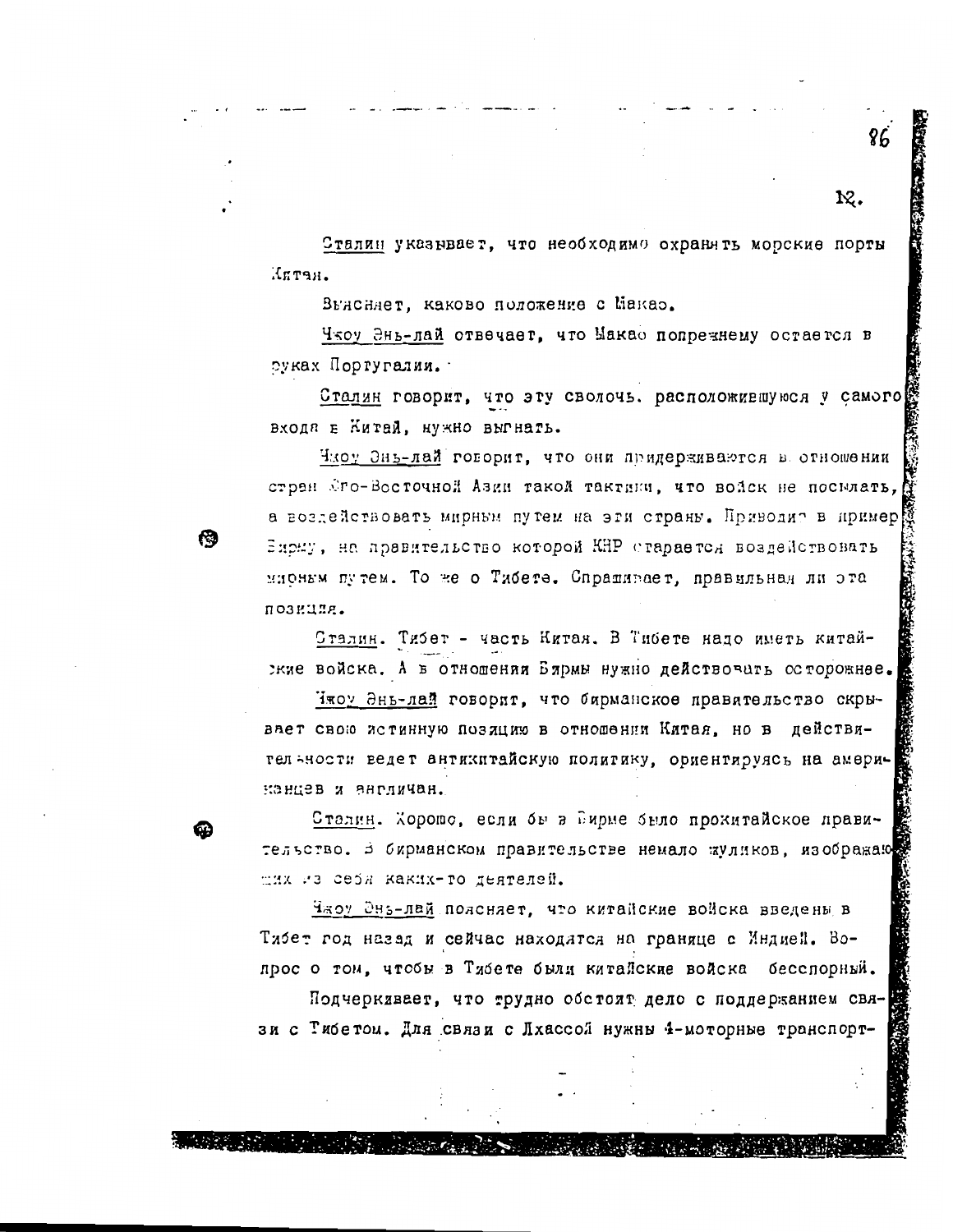Сталин указывает, что необходимо охранять морские порты Китая.

Выясняет, каково положение с Макао.

Чжоу Энь-лай отвечает, что Макао попрежнему остается в руках Португалии.

Сталин говорит, что эту сволочь, расположившуюся у самого входа в Китай, нужно выгнать.

Чжоу Энь-лай говорит, что они придерживаются в отношении стран Юго-Восточной Азии такой тактики, что войск не посылать, а воздействовать мирным путем на эти страны. Приводит в пример Бирму, на правительство которой КНР старается воздействовать мирным путем. То же о Тибете. Спрашивает, правильная ли эта позиция.

Сталин. Тибет - часть Китая. В Тибете надо иметь китайские войска. А в отношении Бирмы нужно действовать осторожнее.

Чжоу Энь-лай говорит, что бирманское правительство скрывает свою истинную позицию в отношении Китая, но в действительности ведет антикитайскую политику, ориентируясь на американцев и англичан.

Сталин. Хорошо, если бы в Бирме было прокитайское правительство. В бирманском правительстве немало жуликов, изображающих из себя каких-то деятелей.

Чжоу Энь-лай поясняет, что китайские войска введены в Тибет год назад и сейчас находятся на границе с Индией. Вопрос о том, чтобы в Тибете были китайские войска бесспорный.

Подчеркивает, что трудно обстоит дело с поддержанием связи с Тибетом. Для связи с Лхассой нужны 4-моторные транспорт-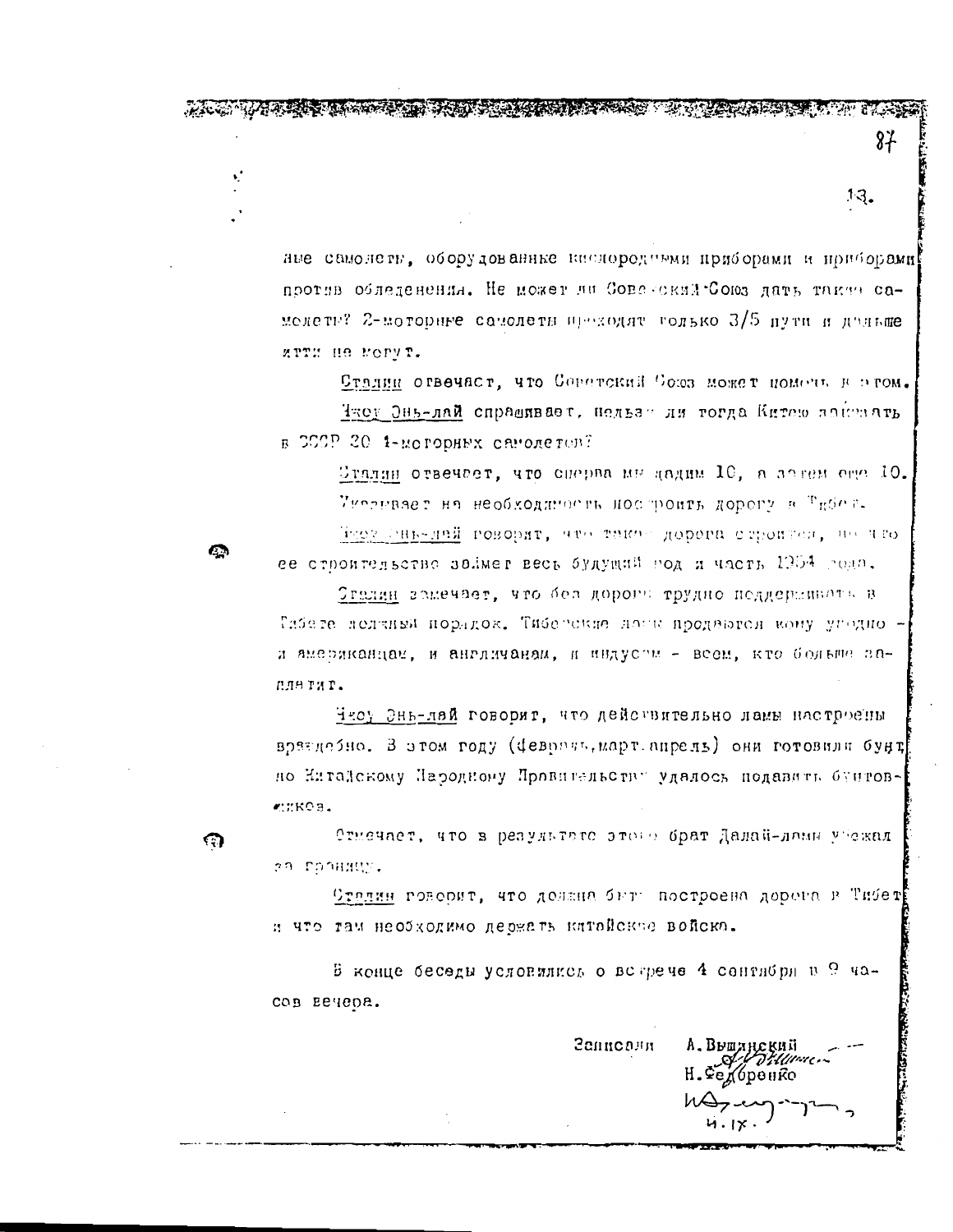ные самолеты, оборудованные кислородными приборами и приборами против обледенения. Не может ли Советский Союз дать такие самолеты? 2-моторные самолеты проходят только 3/5 пути и дальше идти не могут.

Сталин отвечает, что Советский Союз может помочь в этом.

Чжоу Энь-лай спрашивает, нельзя ли тогда Китаю заказать в СССР 20 4-моторных самолетов?

Сталин отвечает, что сперва мы дадим 10, а затем еще 10. Указывает на необходимость построить дорогу в Тибет.

Чжоу Энь-лай говорит, что такая дорога строится, но что ее строительство займет весь будущий год и часть 1954 года.

Сталин замечает, что без дороги трудно поддерживать в Тибете должный порядок. Тибетские ламы продаются кому угодно - и американцам, и англичанам, и индусам - всем, кто больше заплатит.

Чжоу Энь-лай говорит, что действительно ламы настроены враждебно. В этом году (февраль, март, апрель) они готовили бунт, но Китайскому Народному Правительству удалось подавить бунтовщиков.

Отмечает, что в результате этого брат Далай-ламы уехал за границу.

Сталин говорит, что должна быть построена дорога в Тибет и что там необходимо держать китайское войско.

В конце беседы условились о встрече 4 сентября в 9 часов вечера.

Записали А. Вышинский
Н. Федоренко

4.IX.